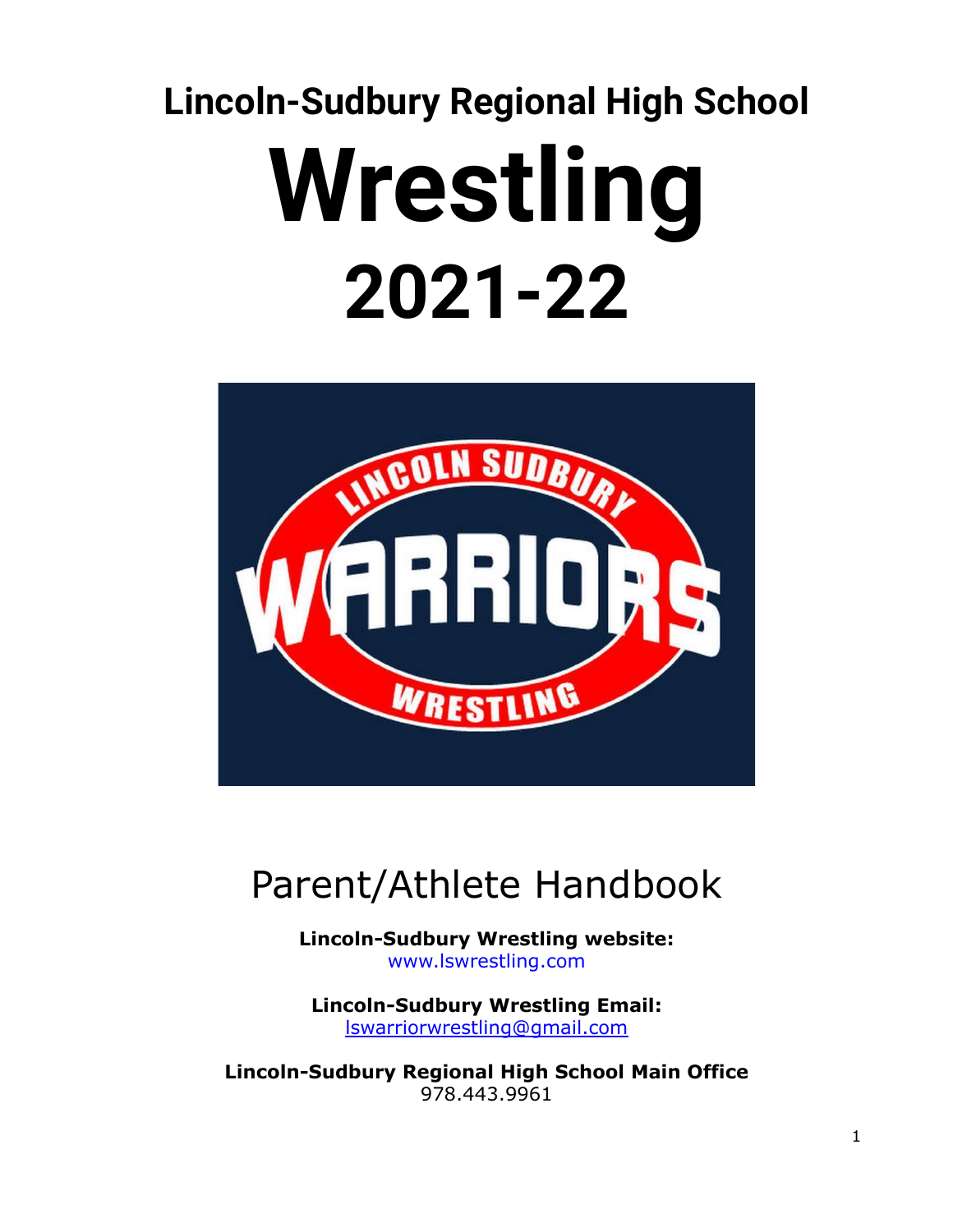# Lincoln-Sudbury Regional High School

# Wrestling

# 2021-22

## Parent/Athlete Handbook

**Lincoln-Sudbury Wrestling website:**
www.lswrestling.com

**Lincoln-Sudbury Wrestling Email:**
lswarriorwrestling@gmail.com

**Lincoln-Sudbury Regional High School Main Office**
978.443.9961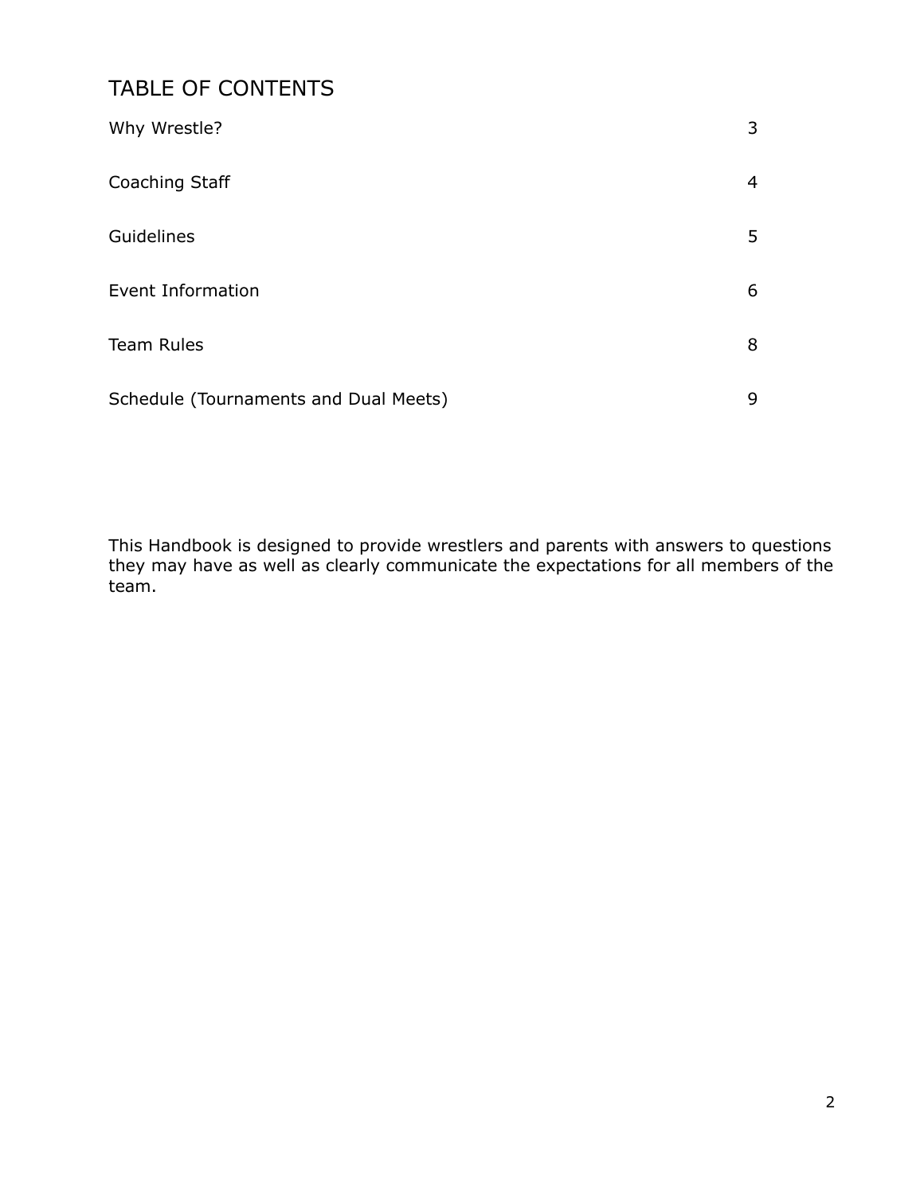# TABLE OF CONTENTS

| | |
|---|---|
| Why Wrestle? | 3 |
| Coaching Staff | 4 |
| Guidelines | 5 |
| Event Information | 6 |
| Team Rules | 8 |
| Schedule (Tournaments and Dual Meets) | 9 |

This Handbook is designed to provide wrestlers and parents with answers to questions they may have as well as clearly communicate the expectations for all members of the team.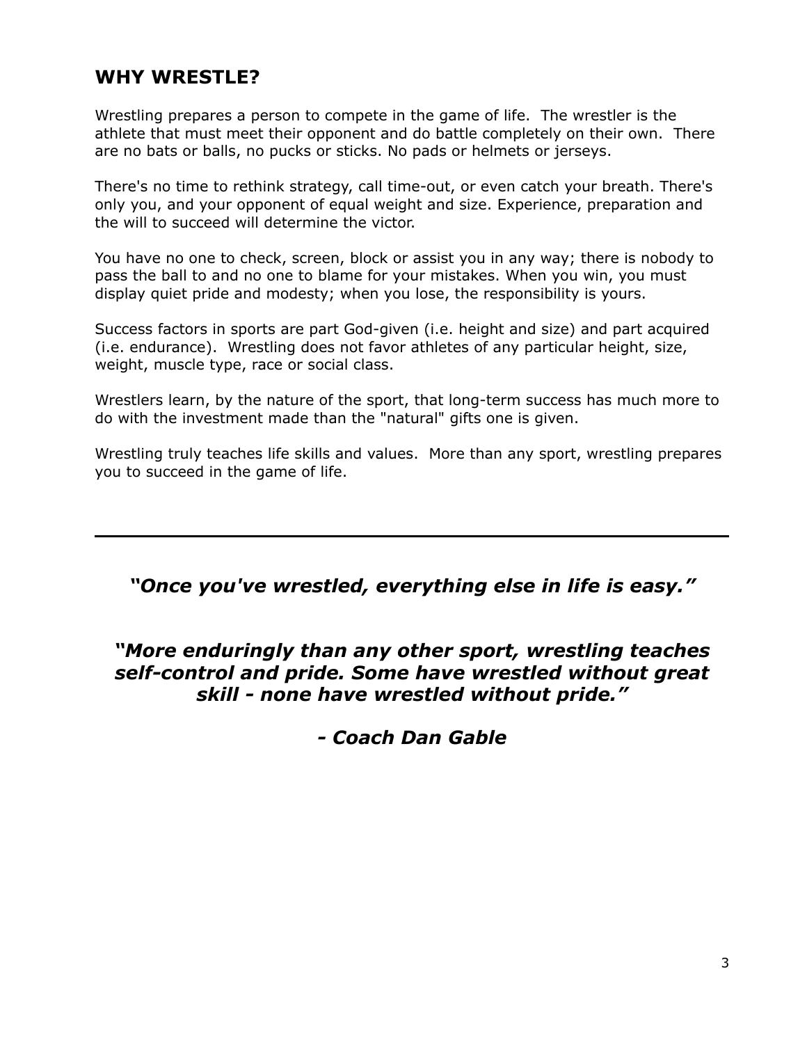## WHY WRESTLE?

Wrestling prepares a person to compete in the game of life. The wrestler is the athlete that must meet their opponent and do battle completely on their own. There are no bats or balls, no pucks or sticks. No pads or helmets or jerseys.

There's no time to rethink strategy, call time-out, or even catch your breath. There's only you, and your opponent of equal weight and size. Experience, preparation and the will to succeed will determine the victor.

You have no one to check, screen, block or assist you in any way; there is nobody to pass the ball to and no one to blame for your mistakes. When you win, you must display quiet pride and modesty; when you lose, the responsibility is yours.

Success factors in sports are part God-given (i.e. height and size) and part acquired (i.e. endurance). Wrestling does not favor athletes of any particular height, size, weight, muscle type, race or social class.

Wrestlers learn, by the nature of the sport, that long-term success has much more to do with the investment made than the "natural" gifts one is given.

Wrestling truly teaches life skills and values. More than any sport, wrestling prepares you to succeed in the game of life.

---

***"Once you've wrestled, everything else in life is easy."***

***"More enduringly than any other sport, wrestling teaches self-control and pride. Some have wrestled without great skill - none have wrestled without pride."***

***- Coach Dan Gable***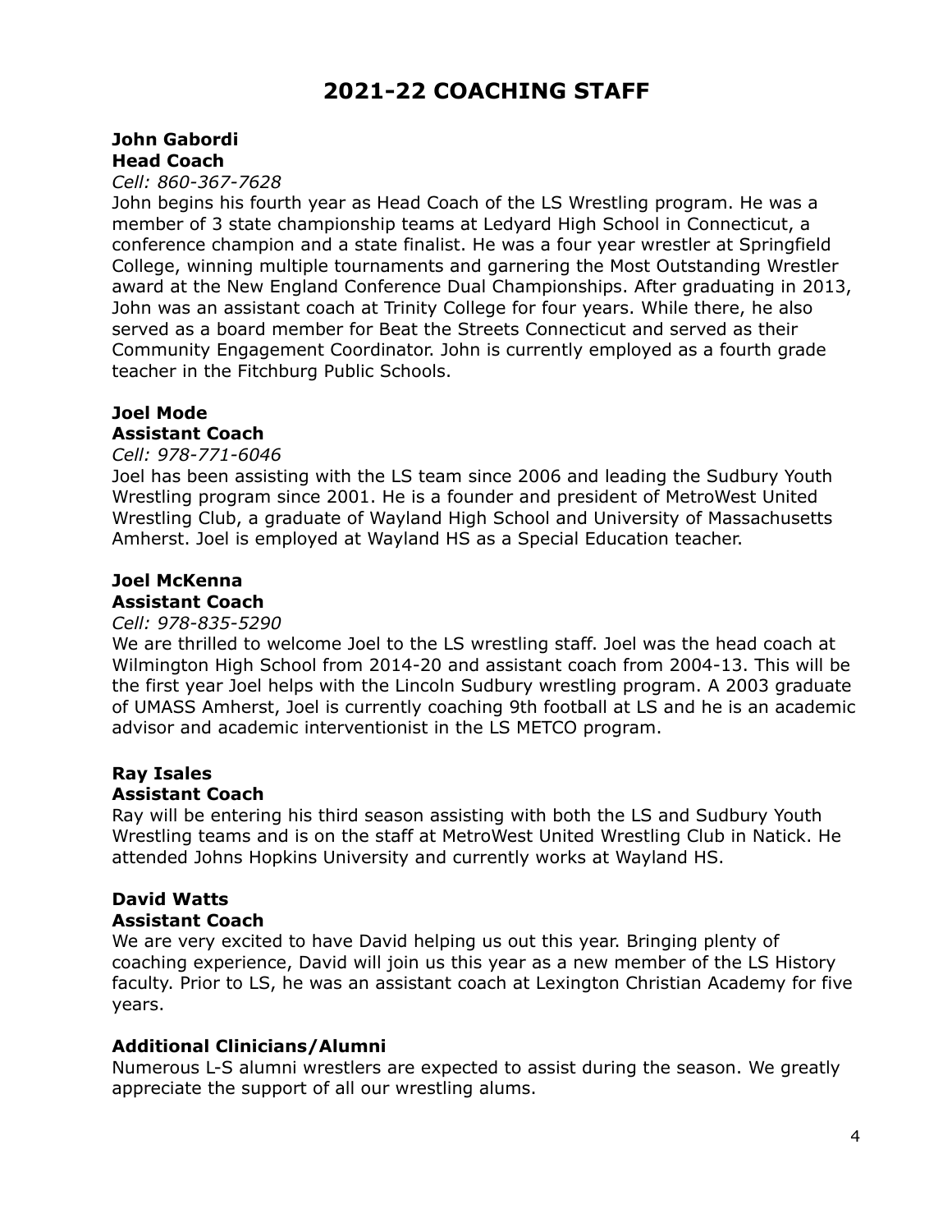# 2021-22 COACHING STAFF

**John Gabordi**
**Head Coach**
*Cell: 860-367-7628*
John begins his fourth year as Head Coach of the LS Wrestling program. He was a member of 3 state championship teams at Ledyard High School in Connecticut, a conference champion and a state finalist. He was a four year wrestler at Springfield College, winning multiple tournaments and garnering the Most Outstanding Wrestler award at the New England Conference Dual Championships. After graduating in 2013, John was an assistant coach at Trinity College for four years. While there, he also served as a board member for Beat the Streets Connecticut and served as their Community Engagement Coordinator. John is currently employed as a fourth grade teacher in the Fitchburg Public Schools.

**Joel Mode**
**Assistant Coach**
*Cell: 978-771-6046*
Joel has been assisting with the LS team since 2006 and leading the Sudbury Youth Wrestling program since 2001. He is a founder and president of MetroWest United Wrestling Club, a graduate of Wayland High School and University of Massachusetts Amherst. Joel is employed at Wayland HS as a Special Education teacher.

**Joel McKenna**
**Assistant Coach**
*Cell: 978-835-5290*
We are thrilled to welcome Joel to the LS wrestling staff. Joel was the head coach at Wilmington High School from 2014-20 and assistant coach from 2004-13. This will be the first year Joel helps with the Lincoln Sudbury wrestling program. A 2003 graduate of UMASS Amherst, Joel is currently coaching 9th football at LS and he is an academic advisor and academic interventionist in the LS METCO program.

**Ray Isales**
**Assistant Coach**
Ray will be entering his third season assisting with both the LS and Sudbury Youth Wrestling teams and is on the staff at MetroWest United Wrestling Club in Natick. He attended Johns Hopkins University and currently works at Wayland HS.

**David Watts**
**Assistant Coach**
We are very excited to have David helping us out this year. Bringing plenty of coaching experience, David will join us this year as a new member of the LS History faculty. Prior to LS, he was an assistant coach at Lexington Christian Academy for five years.

**Additional Clinicians/Alumni**
Numerous L-S alumni wrestlers are expected to assist during the season. We greatly appreciate the support of all our wrestling alums.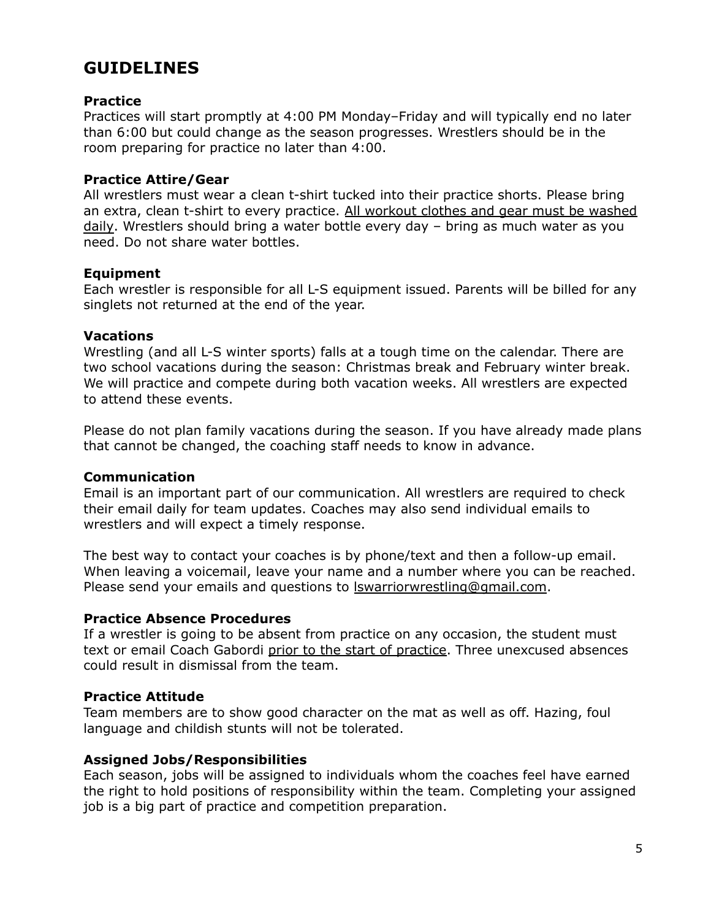# GUIDELINES

### Practice

Practices will start promptly at 4:00 PM Monday–Friday and will typically end no later than 6:00 but could change as the season progresses. Wrestlers should be in the room preparing for practice no later than 4:00.

### Practice Attire/Gear

All wrestlers must wear a clean t-shirt tucked into their practice shorts. Please bring an extra, clean t-shirt to every practice. <u>All workout clothes and gear must be washed daily</u>. Wrestlers should bring a water bottle every day – bring as much water as you need. Do not share water bottles.

### Equipment

Each wrestler is responsible for all L-S equipment issued. Parents will be billed for any singlets not returned at the end of the year.

### Vacations

Wrestling (and all L-S winter sports) falls at a tough time on the calendar. There are two school vacations during the season: Christmas break and February winter break. We will practice and compete during both vacation weeks. All wrestlers are expected to attend these events.

Please do not plan family vacations during the season. If you have already made plans that cannot be changed, the coaching staff needs to know in advance.

### Communication

Email is an important part of our communication. All wrestlers are required to check their email daily for team updates. Coaches may also send individual emails to wrestlers and will expect a timely response.

The best way to contact your coaches is by phone/text and then a follow-up email. When leaving a voicemail, leave your name and a number where you can be reached. Please send your emails and questions to lswarriorwrestling@gmail.com.

### Practice Absence Procedures

If a wrestler is going to be absent from practice on any occasion, the student must text or email Coach Gabordi <u>prior to the start of practice</u>. Three unexcused absences could result in dismissal from the team.

### Practice Attitude

Team members are to show good character on the mat as well as off. Hazing, foul language and childish stunts will not be tolerated.

### Assigned Jobs/Responsibilities

Each season, jobs will be assigned to individuals whom the coaches feel have earned the right to hold positions of responsibility within the team. Completing your assigned job is a big part of practice and competition preparation.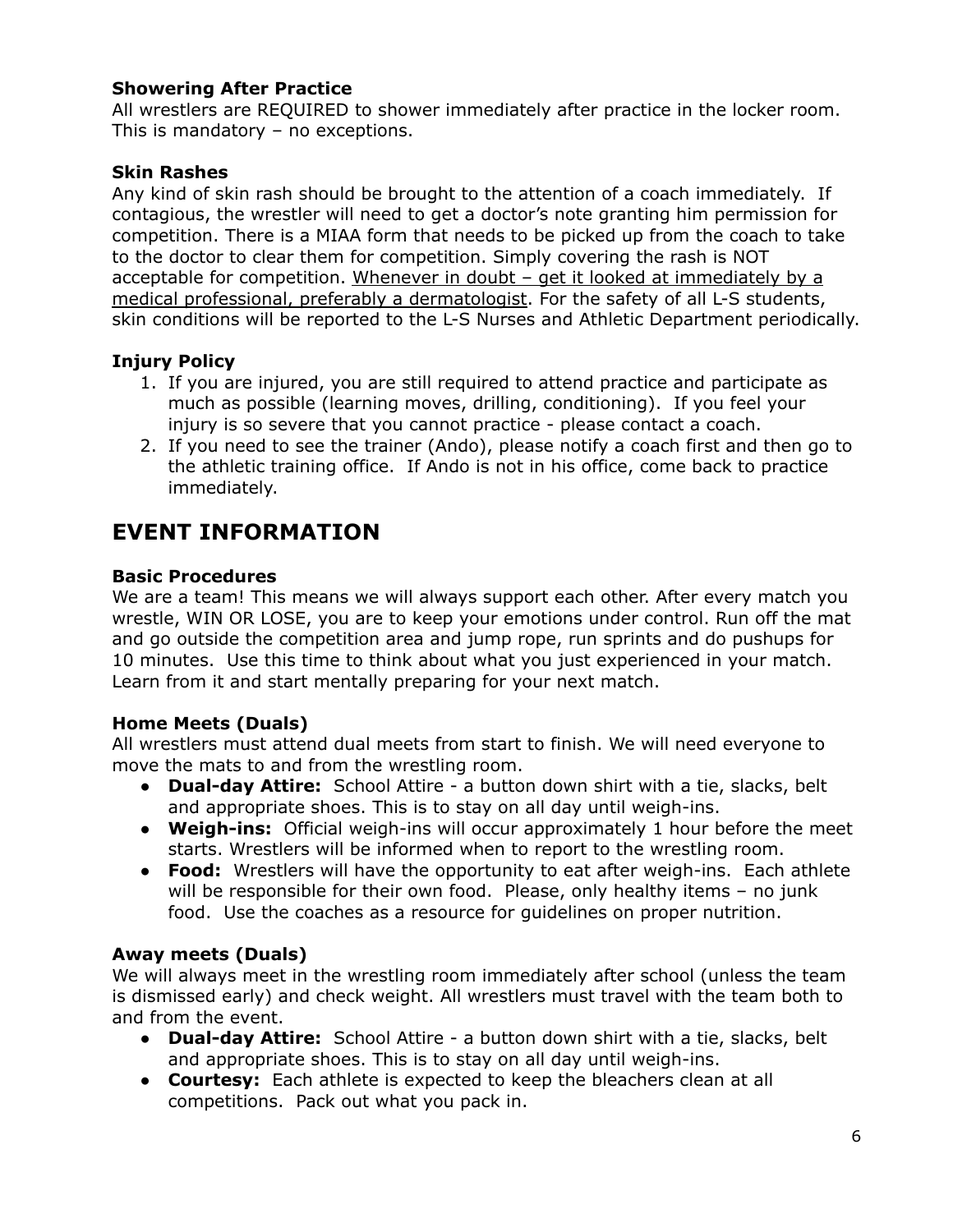**Showering After Practice**
All wrestlers are REQUIRED to shower immediately after practice in the locker room. This is mandatory – no exceptions.

**Skin Rashes**
Any kind of skin rash should be brought to the attention of a coach immediately. If contagious, the wrestler will need to get a doctor's note granting him permission for competition. There is a MIAA form that needs to be picked up from the coach to take to the doctor to clear them for competition. Simply covering the rash is NOT acceptable for competition. <u>Whenever in doubt – get it looked at immediately by a medical professional, preferably a dermatologist</u>. For the safety of all L-S students, skin conditions will be reported to the L-S Nurses and Athletic Department periodically.

**Injury Policy**

1. If you are injured, you are still required to attend practice and participate as much as possible (learning moves, drilling, conditioning). If you feel your injury is so severe that you cannot practice - please contact a coach.
2. If you need to see the trainer (Ando), please notify a coach first and then go to the athletic training office. If Ando is not in his office, come back to practice immediately.

## EVENT INFORMATION

**Basic Procedures**
We are a team! This means we will always support each other. After every match you wrestle, WIN OR LOSE, you are to keep your emotions under control. Run off the mat and go outside the competition area and jump rope, run sprints and do pushups for 10 minutes. Use this time to think about what you just experienced in your match. Learn from it and start mentally preparing for your next match.

**Home Meets (Duals)**
All wrestlers must attend dual meets from start to finish. We will need everyone to move the mats to and from the wrestling room.

- **Dual-day Attire:** School Attire - a button down shirt with a tie, slacks, belt and appropriate shoes. This is to stay on all day until weigh-ins.
- **Weigh-ins:** Official weigh-ins will occur approximately 1 hour before the meet starts. Wrestlers will be informed when to report to the wrestling room.
- **Food:** Wrestlers will have the opportunity to eat after weigh-ins. Each athlete will be responsible for their own food. Please, only healthy items – no junk food. Use the coaches as a resource for guidelines on proper nutrition.

**Away meets (Duals)**
We will always meet in the wrestling room immediately after school (unless the team is dismissed early) and check weight. All wrestlers must travel with the team both to and from the event.

- **Dual-day Attire:** School Attire - a button down shirt with a tie, slacks, belt and appropriate shoes. This is to stay on all day until weigh-ins.
- **Courtesy:** Each athlete is expected to keep the bleachers clean at all competitions. Pack out what you pack in.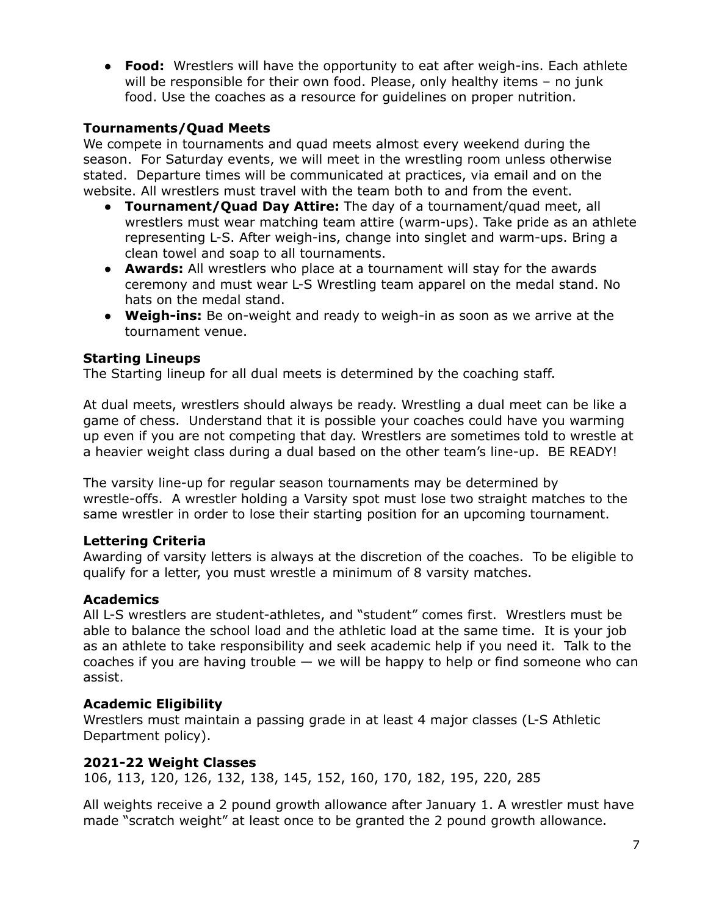- **Food:** Wrestlers will have the opportunity to eat after weigh-ins. Each athlete will be responsible for their own food. Please, only healthy items – no junk food. Use the coaches as a resource for guidelines on proper nutrition.

### Tournaments/Quad Meets

We compete in tournaments and quad meets almost every weekend during the season. For Saturday events, we will meet in the wrestling room unless otherwise stated. Departure times will be communicated at practices, via email and on the website. All wrestlers must travel with the team both to and from the event.

- **Tournament/Quad Day Attire:** The day of a tournament/quad meet, all wrestlers must wear matching team attire (warm-ups). Take pride as an athlete representing L-S. After weigh-ins, change into singlet and warm-ups. Bring a clean towel and soap to all tournaments.
- **Awards:** All wrestlers who place at a tournament will stay for the awards ceremony and must wear L-S Wrestling team apparel on the medal stand. No hats on the medal stand.
- **Weigh-ins:** Be on-weight and ready to weigh-in as soon as we arrive at the tournament venue.

### Starting Lineups

The Starting lineup for all dual meets is determined by the coaching staff.

At dual meets, wrestlers should always be ready. Wrestling a dual meet can be like a game of chess. Understand that it is possible your coaches could have you warming up even if you are not competing that day. Wrestlers are sometimes told to wrestle at a heavier weight class during a dual based on the other team's line-up. BE READY!

The varsity line-up for regular season tournaments may be determined by wrestle-offs. A wrestler holding a Varsity spot must lose two straight matches to the same wrestler in order to lose their starting position for an upcoming tournament.

### Lettering Criteria

Awarding of varsity letters is always at the discretion of the coaches. To be eligible to qualify for a letter, you must wrestle a minimum of 8 varsity matches.

### Academics

All L-S wrestlers are student-athletes, and "student" comes first. Wrestlers must be able to balance the school load and the athletic load at the same time. It is your job as an athlete to take responsibility and seek academic help if you need it. Talk to the coaches if you are having trouble — we will be happy to help or find someone who can assist.

### Academic Eligibility

Wrestlers must maintain a passing grade in at least 4 major classes (L-S Athletic Department policy).

### 2021-22 Weight Classes

106, 113, 120, 126, 132, 138, 145, 152, 160, 170, 182, 195, 220, 285

All weights receive a 2 pound growth allowance after January 1. A wrestler must have made "scratch weight" at least once to be granted the 2 pound growth allowance.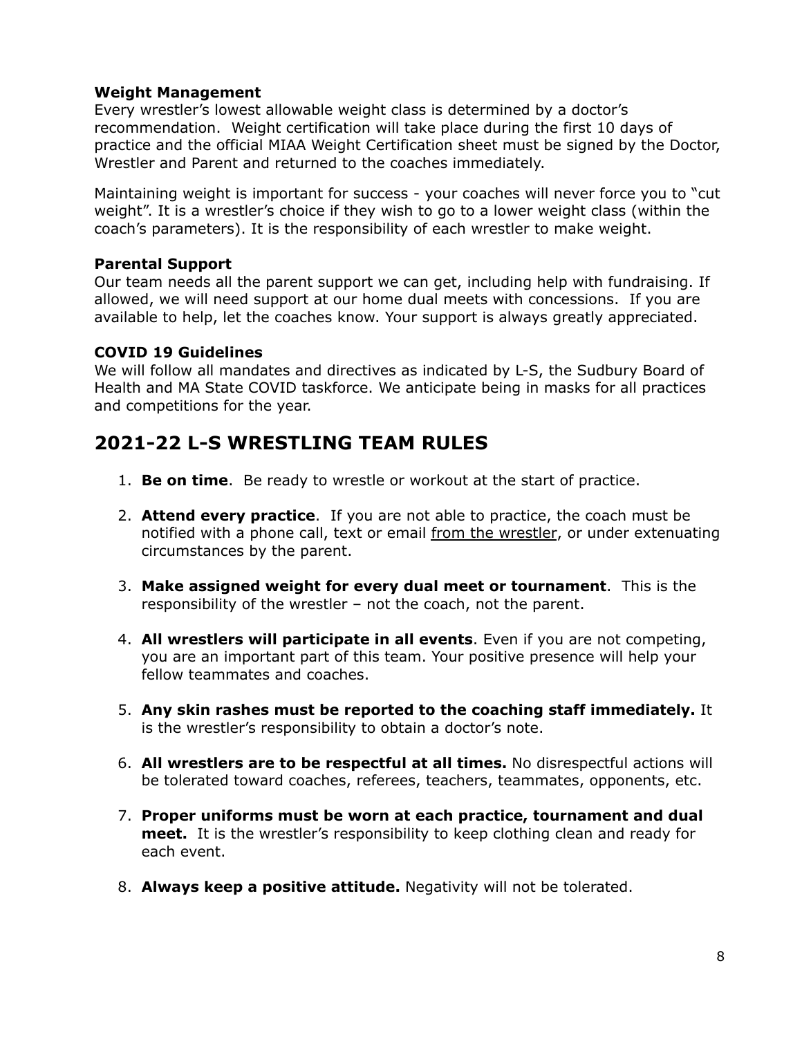**Weight Management**

Every wrestler's lowest allowable weight class is determined by a doctor's recommendation. Weight certification will take place during the first 10 days of practice and the official MIAA Weight Certification sheet must be signed by the Doctor, Wrestler and Parent and returned to the coaches immediately.

Maintaining weight is important for success - your coaches will never force you to "cut weight". It is a wrestler's choice if they wish to go to a lower weight class (within the coach's parameters). It is the responsibility of each wrestler to make weight.

**Parental Support**

Our team needs all the parent support we can get, including help with fundraising. If allowed, we will need support at our home dual meets with concessions. If you are available to help, let the coaches know. Your support is always greatly appreciated.

**COVID 19 Guidelines**

We will follow all mandates and directives as indicated by L-S, the Sudbury Board of Health and MA State COVID taskforce. We anticipate being in masks for all practices and competitions for the year.

## 2021-22 L-S WRESTLING TEAM RULES

1. **Be on time**. Be ready to wrestle or workout at the start of practice.
2. **Attend every practice**. If you are not able to practice, the coach must be notified with a phone call, text or email from the wrestler, or under extenuating circumstances by the parent.
3. **Make assigned weight for every dual meet or tournament**. This is the responsibility of the wrestler – not the coach, not the parent.
4. **All wrestlers will participate in all events**. Even if you are not competing, you are an important part of this team. Your positive presence will help your fellow teammates and coaches.
5. **Any skin rashes must be reported to the coaching staff immediately.** It is the wrestler's responsibility to obtain a doctor's note.
6. **All wrestlers are to be respectful at all times.** No disrespectful actions will be tolerated toward coaches, referees, teachers, teammates, opponents, etc.
7. **Proper uniforms must be worn at each practice, tournament and dual meet.** It is the wrestler's responsibility to keep clothing clean and ready for each event.
8. **Always keep a positive attitude.** Negativity will not be tolerated.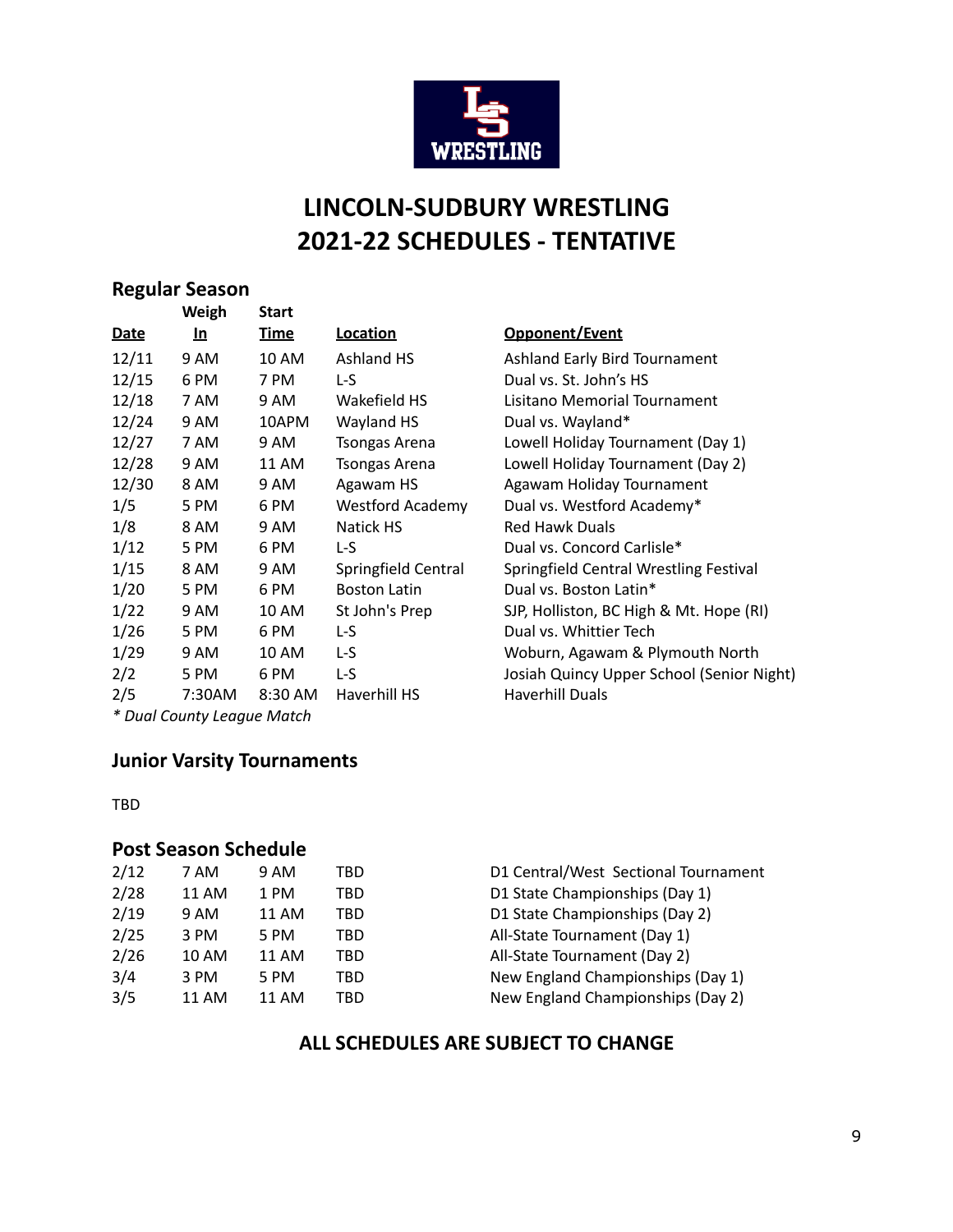# LINCOLN-SUDBURY WRESTLING
# 2021-22 SCHEDULES - TENTATIVE

## Regular Season

| Date | Weigh In | Start Time | Location | Opponent/Event |
|---|---|---|---|---|
| 12/11 | 9 AM | 10 AM | Ashland HS | Ashland Early Bird Tournament |
| 12/15 | 6 PM | 7 PM | L-S | Dual vs. St. John's HS |
| 12/18 | 7 AM | 9 AM | Wakefield HS | Lisitano Memorial Tournament |
| 12/24 | 9 AM | 10APM | Wayland HS | Dual vs. Wayland* |
| 12/27 | 7 AM | 9 AM | Tsongas Arena | Lowell Holiday Tournament (Day 1) |
| 12/28 | 9 AM | 11 AM | Tsongas Arena | Lowell Holiday Tournament (Day 2) |
| 12/30 | 8 AM | 9 AM | Agawam HS | Agawam Holiday Tournament |
| 1/5 | 5 PM | 6 PM | Westford Academy | Dual vs. Westford Academy* |
| 1/8 | 8 AM | 9 AM | Natick HS | Red Hawk Duals |
| 1/12 | 5 PM | 6 PM | L-S | Dual vs. Concord Carlisle* |
| 1/15 | 8 AM | 9 AM | Springfield Central | Springfield Central Wrestling Festival |
| 1/20 | 5 PM | 6 PM | Boston Latin | Dual vs. Boston Latin* |
| 1/22 | 9 AM | 10 AM | St John's Prep | SJP, Holliston, BC High & Mt. Hope (RI) |
| 1/26 | 5 PM | 6 PM | L-S | Dual vs. Whittier Tech |
| 1/29 | 9 AM | 10 AM | L-S | Woburn, Agawam & Plymouth North |
| 2/2 | 5 PM | 6 PM | L-S | Josiah Quincy Upper School (Senior Night) |
| 2/5 | 7:30AM | 8:30 AM | Haverhill HS | Haverhill Duals |

*\* Dual County League Match*

## Junior Varsity Tournaments

TBD

## Post Season Schedule

| | | | | |
|---|---|---|---|---|
| 2/12 | 7 AM | 9 AM | TBD | D1 Central/West Sectional Tournament |
| 2/28 | 11 AM | 1 PM | TBD | D1 State Championships (Day 1) |
| 2/19 | 9 AM | 11 AM | TBD | D1 State Championships (Day 2) |
| 2/25 | 3 PM | 5 PM | TBD | All-State Tournament (Day 1) |
| 2/26 | 10 AM | 11 AM | TBD | All-State Tournament (Day 2) |
| 3/4 | 3 PM | 5 PM | TBD | New England Championships (Day 1) |
| 3/5 | 11 AM | 11 AM | TBD | New England Championships (Day 2) |

**ALL SCHEDULES ARE SUBJECT TO CHANGE**